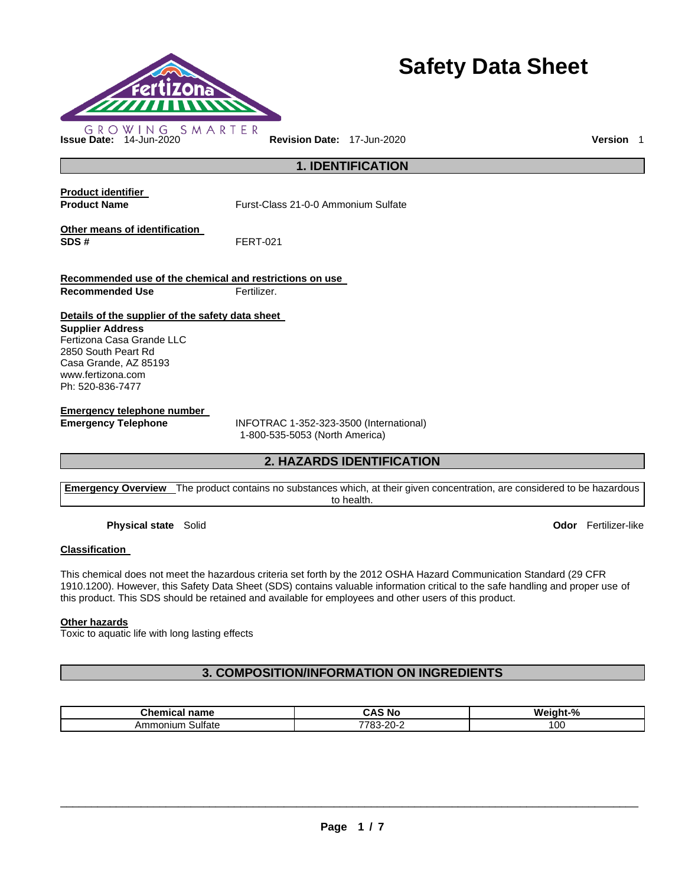# Safety Data Sheet

GROWING SMARTER

**Issue Date:** 14-Jun-2020 **Revision Date:** 17-Jun-2020 **Version** 1

## 1. IDENTIFICATION

**Product identifier**

**Product Name** Furst-Class 21-0-0 Ammonium Sulfate

**Other means of identification**

**SDS #** FERT-021

**Recommended use of the chemical and restrictions on use**

**Recommended Use** Fertilizer.

**Details of the supplier of the safety data sheet**

**Supplier Address**
Fertizona Casa Grande LLC
2850 South Peart Rd
Casa Grande, AZ 85193
www.fertizona.com
Ph: 520-836-7477

**Emergency telephone number**

**Emergency Telephone** INFOTRAC 1-352-323-3500 (International)
1-800-535-5053 (North America)

## 2. HAZARDS IDENTIFICATION

**Emergency Overview** The product contains no substances which, at their given concentration, are considered to be hazardous to health.

**Physical state** Solid **Odor** Fertilizer-like

**Classification**

This chemical does not meet the hazardous criteria set forth by the 2012 OSHA Hazard Communication Standard (29 CFR 1910.1200). However, this Safety Data Sheet (SDS) contains valuable information critical to the safe handling and proper use of this product. This SDS should be retained and available for employees and other users of this product.

**Other hazards**

Toxic to aquatic life with long lasting effects

## 3. COMPOSITION/INFORMATION ON INGREDIENTS

| Chemical name | CAS No | Weight-% |
|---|---|---|
| Ammonium Sulfate | 7783-20-2 | 100 |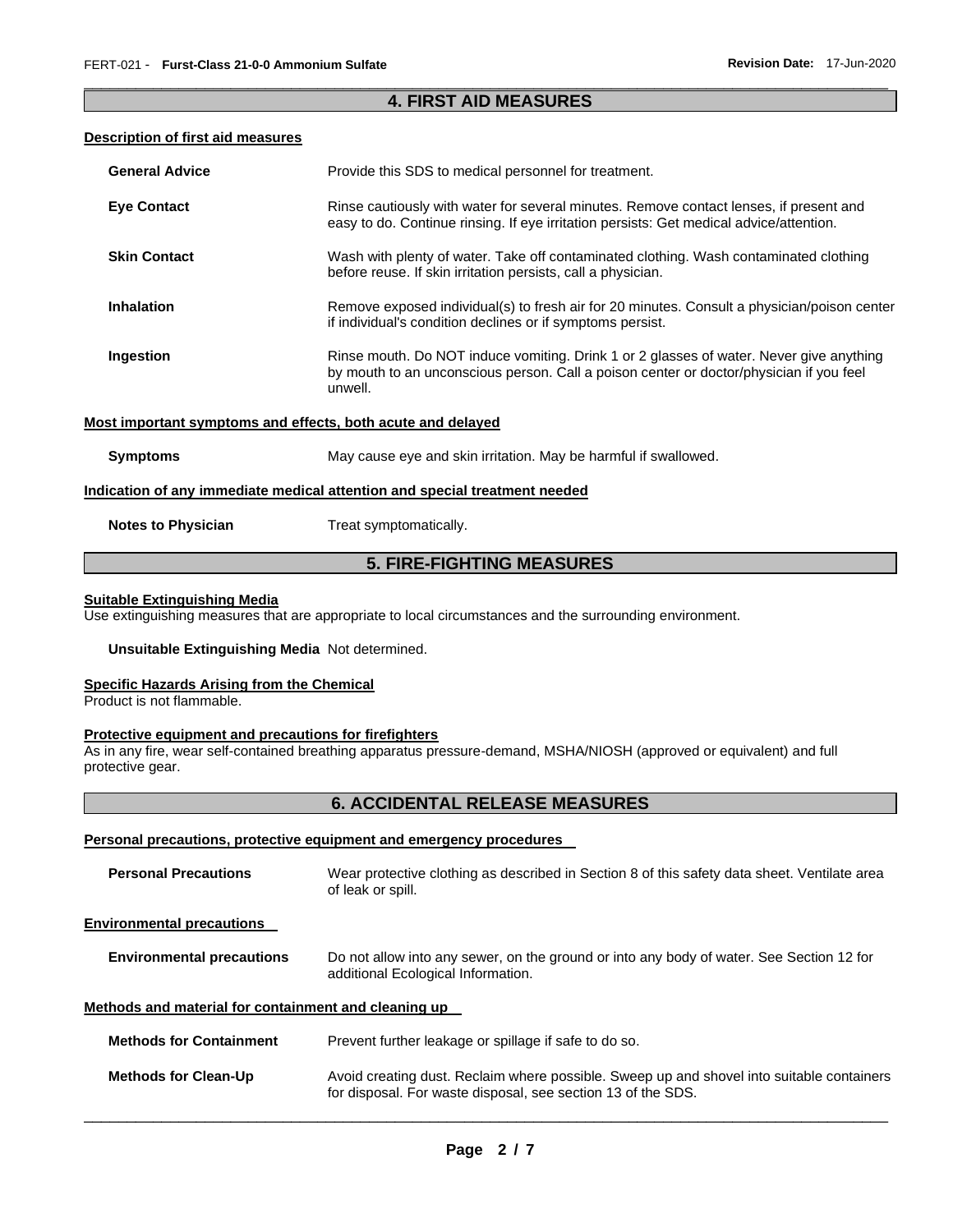## 4. FIRST AID MEASURES

### Description of first aid measures

**General Advice** Provide this SDS to medical personnel for treatment.

**Eye Contact** Rinse cautiously with water for several minutes. Remove contact lenses, if present and easy to do. Continue rinsing. If eye irritation persists: Get medical advice/attention.

**Skin Contact** Wash with plenty of water. Take off contaminated clothing. Wash contaminated clothing before reuse. If skin irritation persists, call a physician.

**Inhalation** Remove exposed individual(s) to fresh air for 20 minutes. Consult a physician/poison center if individual's condition declines or if symptoms persist.

**Ingestion** Rinse mouth. Do NOT induce vomiting. Drink 1 or 2 glasses of water. Never give anything by mouth to an unconscious person. Call a poison center or doctor/physician if you feel unwell.

### Most important symptoms and effects, both acute and delayed

**Symptoms** May cause eye and skin irritation. May be harmful if swallowed.

### Indication of any immediate medical attention and special treatment needed

**Notes to Physician** Treat symptomatically.

## 5. FIRE-FIGHTING MEASURES

### Suitable Extinguishing Media

Use extinguishing measures that are appropriate to local circumstances and the surrounding environment.

**Unsuitable Extinguishing Media** Not determined.

### Specific Hazards Arising from the Chemical

Product is not flammable.

### Protective equipment and precautions for firefighters

As in any fire, wear self-contained breathing apparatus pressure-demand, MSHA/NIOSH (approved or equivalent) and full protective gear.

## 6. ACCIDENTAL RELEASE MEASURES

### Personal precautions, protective equipment and emergency procedures

**Personal Precautions** Wear protective clothing as described in Section 8 of this safety data sheet. Ventilate area of leak or spill.

### Environmental precautions

**Environmental precautions** Do not allow into any sewer, on the ground or into any body of water. See Section 12 for additional Ecological Information.

### Methods and material for containment and cleaning up

**Methods for Containment** Prevent further leakage or spillage if safe to do so.

**Methods for Clean-Up** Avoid creating dust. Reclaim where possible. Sweep up and shovel into suitable containers for disposal. For waste disposal, see section 13 of the SDS.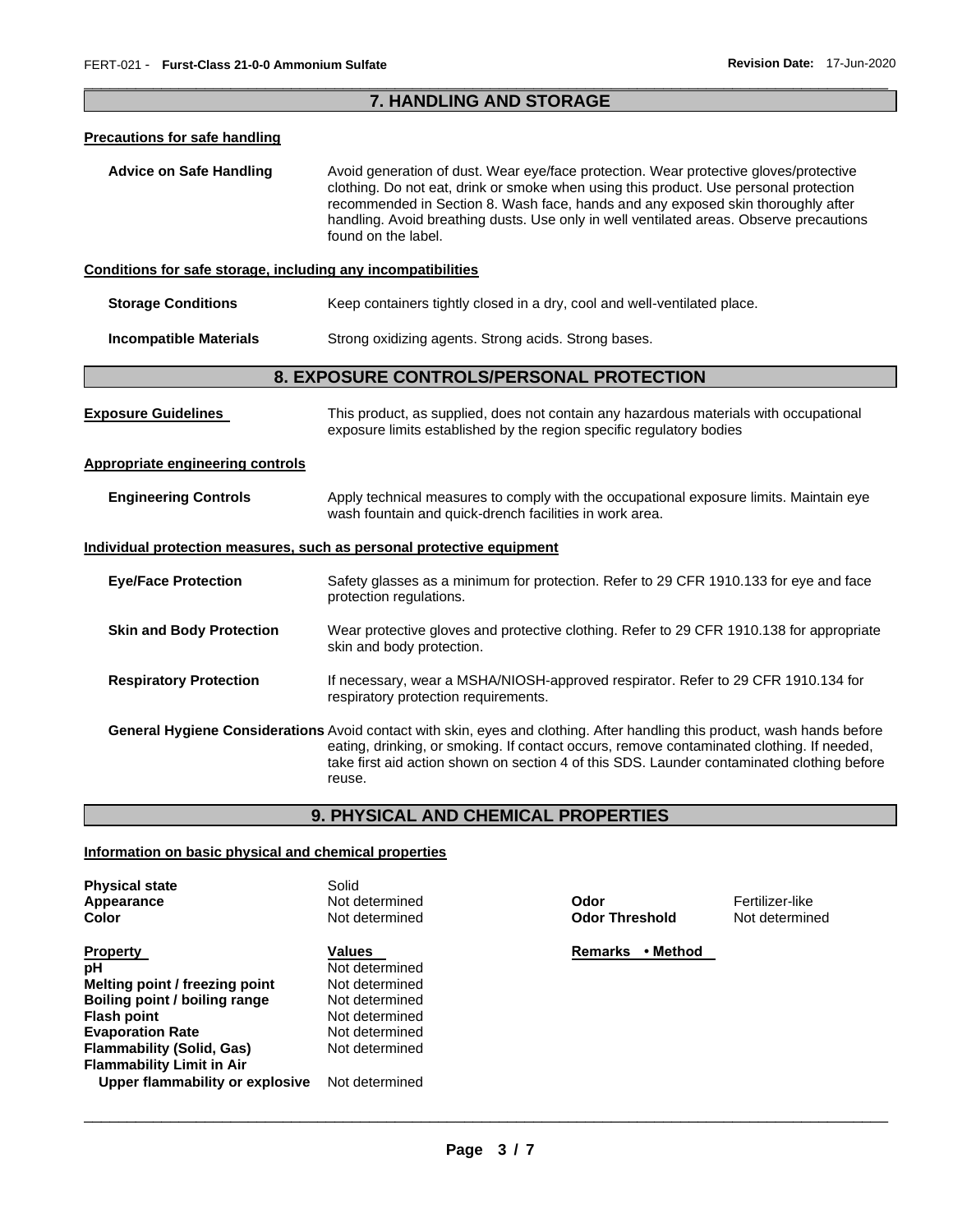## 7. HANDLING AND STORAGE

### Precautions for safe handling

**Advice on Safe Handling** Avoid generation of dust. Wear eye/face protection. Wear protective gloves/protective clothing. Do not eat, drink or smoke when using this product. Use personal protection recommended in Section 8. Wash face, hands and any exposed skin thoroughly after handling. Avoid breathing dusts. Use only in well ventilated areas. Observe precautions found on the label.

### Conditions for safe storage, including any incompatibilities

**Storage Conditions** Keep containers tightly closed in a dry, cool and well-ventilated place.

**Incompatible Materials** Strong oxidizing agents. Strong acids. Strong bases.

## 8. EXPOSURE CONTROLS/PERSONAL PROTECTION

**Exposure Guidelines** This product, as supplied, does not contain any hazardous materials with occupational exposure limits established by the region specific regulatory bodies

### Appropriate engineering controls

**Engineering Controls** Apply technical measures to comply with the occupational exposure limits. Maintain eye wash fountain and quick-drench facilities in work area.

### Individual protection measures, such as personal protective equipment

**Eye/Face Protection** Safety glasses as a minimum for protection. Refer to 29 CFR 1910.133 for eye and face protection regulations.

**Skin and Body Protection** Wear protective gloves and protective clothing. Refer to 29 CFR 1910.138 for appropriate skin and body protection.

**Respiratory Protection** If necessary, wear a MSHA/NIOSH-approved respirator. Refer to 29 CFR 1910.134 for respiratory protection requirements.

**General Hygiene Considerations** Avoid contact with skin, eyes and clothing. After handling this product, wash hands before eating, drinking, or smoking. If contact occurs, remove contaminated clothing. If needed, take first aid action shown on section 4 of this SDS. Launder contaminated clothing before reuse.

## 9. PHYSICAL AND CHEMICAL PROPERTIES

### Information on basic physical and chemical properties

| | | | |
|---|---|---|---|
| **Physical state** | Solid | | |
| **Appearance** | Not determined | **Odor** | Fertilizer-like |
| **Color** | Not determined | **Odor Threshold** | Not determined |

| Property | Values | Remarks • Method |
|---|---|---|
| **pH** | Not determined | |
| **Melting point / freezing point** | Not determined | |
| **Boiling point / boiling range** | Not determined | |
| **Flash point** | Not determined | |
| **Evaporation Rate** | Not determined | |
| **Flammability (Solid, Gas)** | Not determined | |
| **Flammability Limit in Air** | | |
| **Upper flammability or explosive** | Not determined | |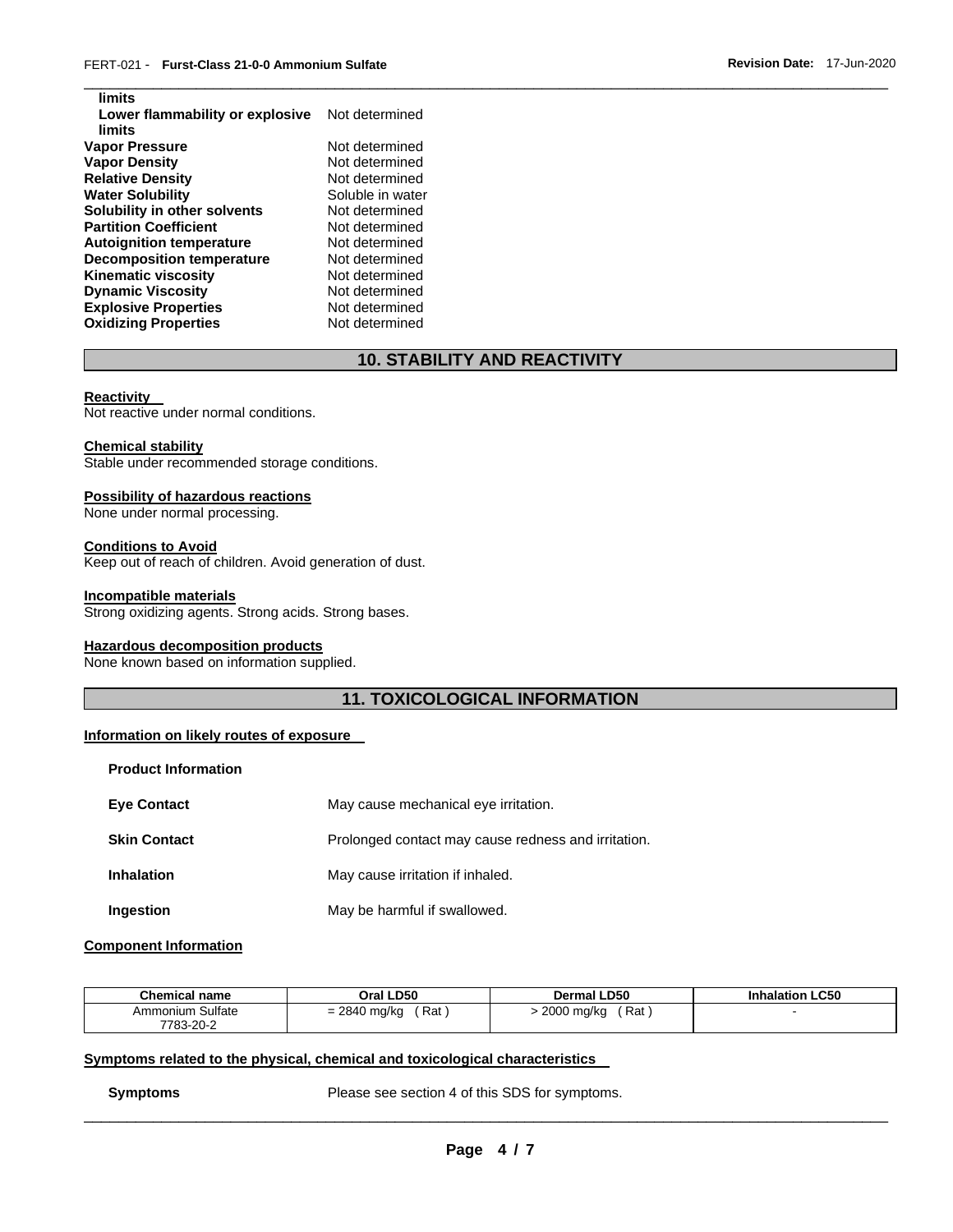| | |
|---|---|
| **limits** | |
| **Lower flammability or explosive limits** | Not determined |
| **Vapor Pressure** | Not determined |
| **Vapor Density** | Not determined |
| **Relative Density** | Not determined |
| **Water Solubility** | Soluble in water |
| **Solubility in other solvents** | Not determined |
| **Partition Coefficient** | Not determined |
| **Autoignition temperature** | Not determined |
| **Decomposition temperature** | Not determined |
| **Kinematic viscosity** | Not determined |
| **Dynamic Viscosity** | Not determined |
| **Explosive Properties** | Not determined |
| **Oxidizing Properties** | Not determined |

## 10. STABILITY AND REACTIVITY

**Reactivity**
Not reactive under normal conditions.

**Chemical stability**
Stable under recommended storage conditions.

**Possibility of hazardous reactions**
None under normal processing.

**Conditions to Avoid**
Keep out of reach of children. Avoid generation of dust.

**Incompatible materials**
Strong oxidizing agents. Strong acids. Strong bases.

**Hazardous decomposition products**
None known based on information supplied.

## 11. TOXICOLOGICAL INFORMATION

**Information on likely routes of exposure**

**Product Information**

| | |
|---|---|
| **Eye Contact** | May cause mechanical eye irritation. |
| **Skin Contact** | Prolonged contact may cause redness and irritation. |
| **Inhalation** | May cause irritation if inhaled. |
| **Ingestion** | May be harmful if swallowed. |

**Component Information**

| Chemical name | Oral LD50 | Dermal LD50 | Inhalation LC50 |
|---|---|---|---|
| Ammonium Sulfate 7783-20-2 | = 2840 mg/kg ( Rat ) | > 2000 mg/kg ( Rat ) | - |

**Symptoms related to the physical, chemical and toxicological characteristics**

**Symptoms** Please see section 4 of this SDS for symptoms.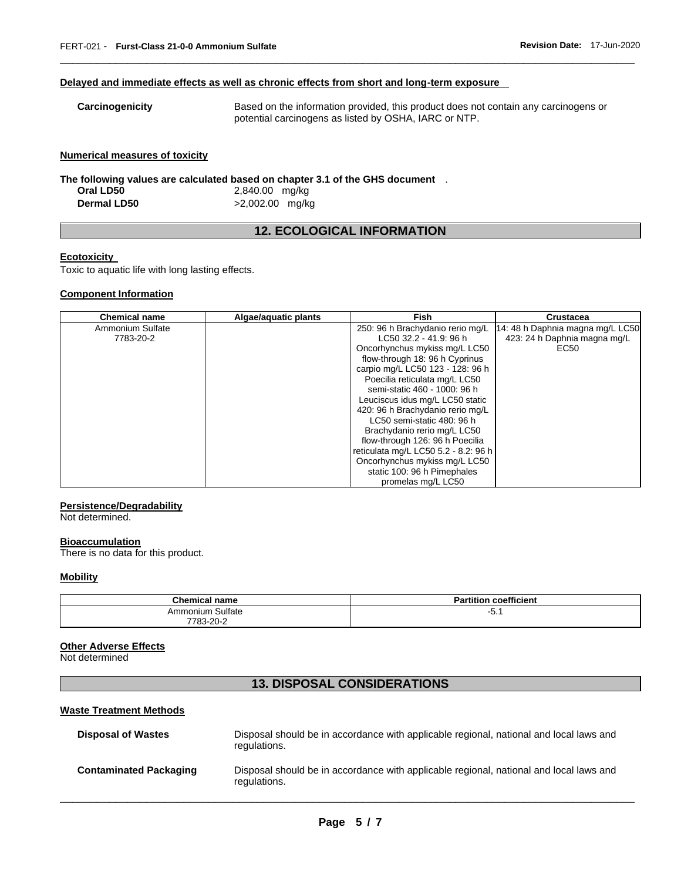**Delayed and immediate effects as well as chronic effects from short and long-term exposure**

**Carcinogenicity** Based on the information provided, this product does not contain any carcinogens or potential carcinogens as listed by OSHA, IARC or NTP.

**Numerical measures of toxicity**

**The following values are calculated based on chapter 3.1 of the GHS document** .

**Oral LD50** 2,840.00 mg/kg
**Dermal LD50** >2,002.00 mg/kg

## 12. ECOLOGICAL INFORMATION

**Ecotoxicity**

Toxic to aquatic life with long lasting effects.

**Component Information**

| Chemical name | Algae/aquatic plants | Fish | Crustacea |
|---|---|---|---|
| Ammonium Sulfate 7783-20-2 | | 250: 96 h Brachydanio rerio mg/L LC50 32.2 - 41.9: 96 h Oncorhynchus mykiss mg/L LC50 flow-through 18: 96 h Cyprinus carpio mg/L LC50 123 - 128: 96 h Poecilia reticulata mg/L LC50 semi-static 460 - 1000: 96 h Leuciscus idus mg/L LC50 static 420: 96 h Brachydanio rerio mg/L LC50 semi-static 480: 96 h Brachydanio rerio mg/L LC50 flow-through 126: 96 h Poecilia reticulata mg/L LC50 5.2 - 8.2: 96 h Oncorhynchus mykiss mg/L LC50 static 100: 96 h Pimephales promelas mg/L LC50 | 14: 48 h Daphnia magna mg/L LC50 423: 24 h Daphnia magna mg/L EC50 |

**Persistence/Degradability**

Not determined.

**Bioaccumulation**

There is no data for this product.

**Mobility**

| Chemical name | Partition coefficient |
|---|---|
| Ammonium Sulfate 7783-20-2 | -5.1 |

**Other Adverse Effects**

Not determined

## 13. DISPOSAL CONSIDERATIONS

**Waste Treatment Methods**

**Disposal of Wastes** Disposal should be in accordance with applicable regional, national and local laws and regulations.

**Contaminated Packaging** Disposal should be in accordance with applicable regional, national and local laws and regulations.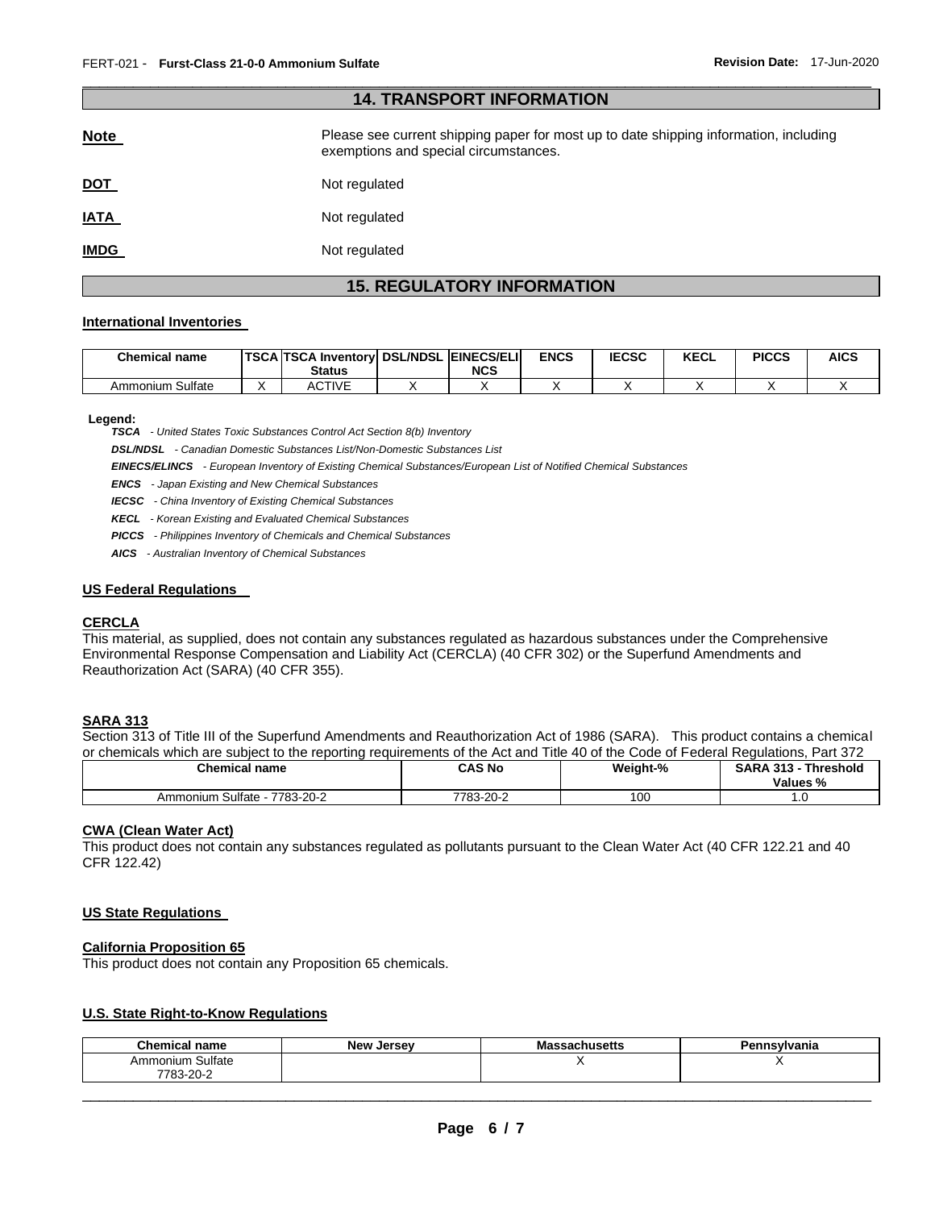## 14. TRANSPORT INFORMATION

**Note** Please see current shipping paper for most up to date shipping information, including exemptions and special circumstances.

**DOT** Not regulated

**IATA** Not regulated

**IMDG** Not regulated

## 15. REGULATORY INFORMATION

### International Inventories

| Chemical name | TSCA | TSCA Inventory Status | DSL/NDSL | EINECS/ELINCS | ENCS | IECSC | KECL | PICCS | AICS |
|---|---|---|---|---|---|---|---|---|---|
| Ammonium Sulfate | X | ACTIVE | X | X | X | X | X | X | X |

**Legend:**

***TSCA*** *- United States Toxic Substances Control Act Section 8(b) Inventory*

***DSL/NDSL*** *- Canadian Domestic Substances List/Non-Domestic Substances List*

***EINECS/ELINCS*** *- European Inventory of Existing Chemical Substances/European List of Notified Chemical Substances*

***ENCS*** *- Japan Existing and New Chemical Substances*

***IECSC*** *- China Inventory of Existing Chemical Substances*

***KECL*** *- Korean Existing and Evaluated Chemical Substances*

***PICCS*** *- Philippines Inventory of Chemicals and Chemical Substances*

***AICS*** *- Australian Inventory of Chemical Substances*

### US Federal Regulations

#### CERCLA

This material, as supplied, does not contain any substances regulated as hazardous substances under the Comprehensive Environmental Response Compensation and Liability Act (CERCLA) (40 CFR 302) or the Superfund Amendments and Reauthorization Act (SARA) (40 CFR 355).

#### SARA 313

Section 313 of Title III of the Superfund Amendments and Reauthorization Act of 1986 (SARA). This product contains a chemical or chemicals which are subject to the reporting requirements of the Act and Title 40 of the Code of Federal Regulations, Part 372

| Chemical name | CAS No | Weight-% | SARA 313 - Threshold Values % |
|---|---|---|---|
| Ammonium Sulfate - 7783-20-2 | 7783-20-2 | 100 | 1.0 |

#### CWA (Clean Water Act)

This product does not contain any substances regulated as pollutants pursuant to the Clean Water Act (40 CFR 122.21 and 40 CFR 122.42)

### US State Regulations

#### California Proposition 65

This product does not contain any Proposition 65 chemicals.

### U.S. State Right-to-Know Regulations

| Chemical name | New Jersey | Massachusetts | Pennsylvania |
|---|---|---|---|
| Ammonium Sulfate 7783-20-2 | | X | X |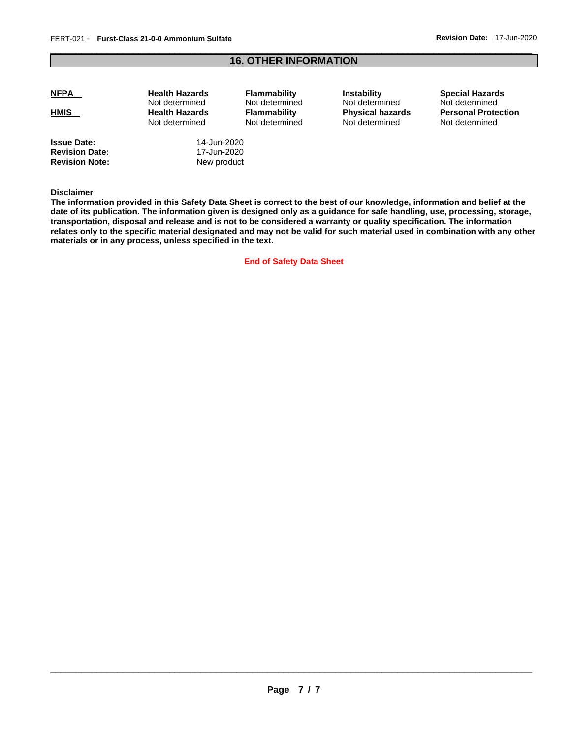## 16. OTHER INFORMATION

| | | | | |
|---|---|---|---|---|
| **NFPA** | **Health Hazards** Not determined | **Flammability** Not determined | **Instability** Not determined | **Special Hazards** Not determined |
| **HMIS** | **Health Hazards** Not determined | **Flammability** Not determined | **Physical hazards** Not determined | **Personal Protection** Not determined |

**Issue Date:** 14-Jun-2020
**Revision Date:** 17-Jun-2020
**Revision Note:** New product

**Disclaimer**

**The information provided in this Safety Data Sheet is correct to the best of our knowledge, information and belief at the date of its publication. The information given is designed only as a guidance for safe handling, use, processing, storage, transportation, disposal and release and is not to be considered a warranty or quality specification. The information relates only to the specific material designated and may not be valid for such material used in combination with any other materials or in any process, unless specified in the text.**

**End of Safety Data Sheet**